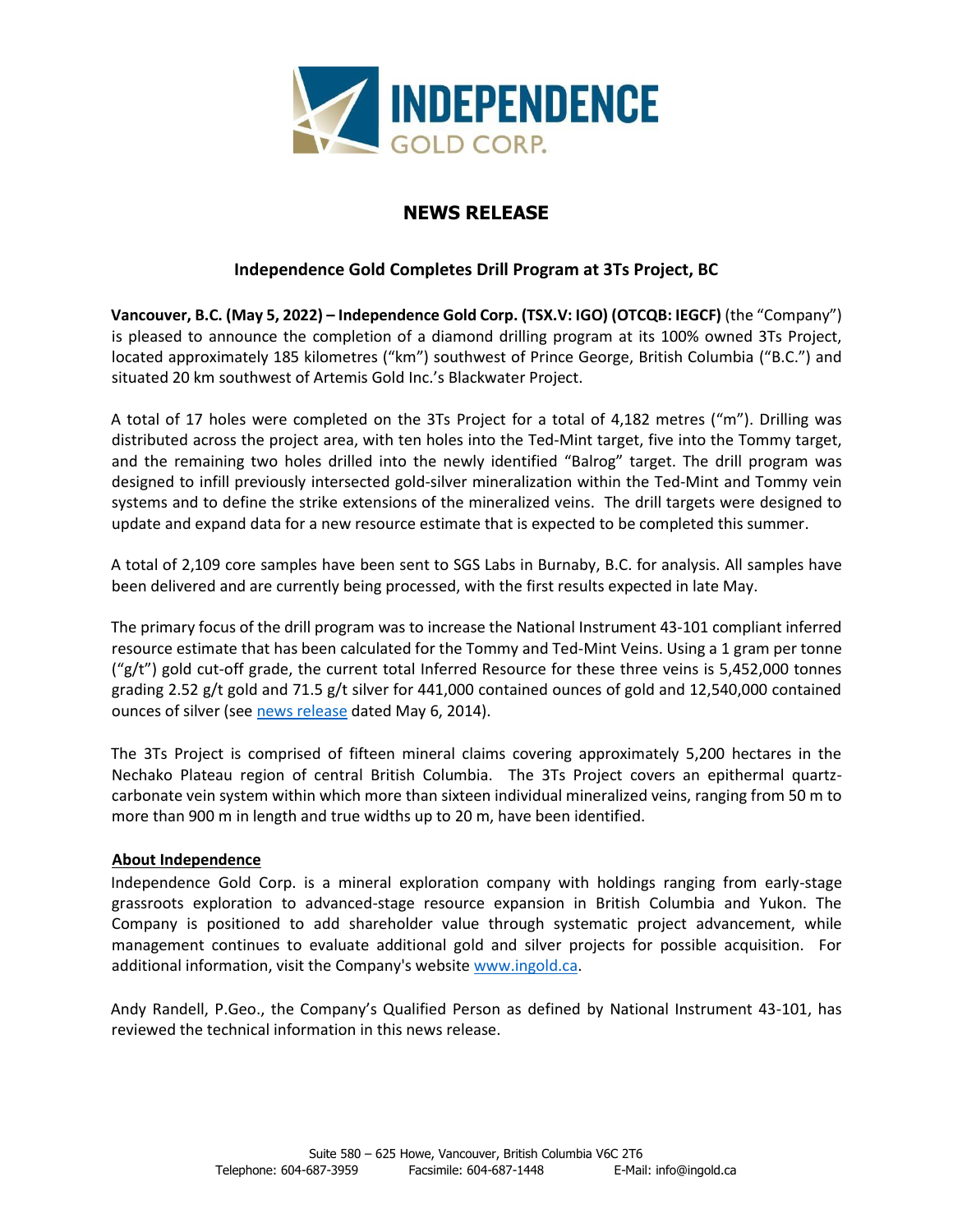# NEWS RELEASE

## Independence Gold Completes Drill Program at 3Ts Project, BC

**Vancouver, B.C. (May 5, 2022) – Independence Gold Corp. (TSX.V: IGO) (OTCQB: IEGCF)** (the "Company") is pleased to announce the completion of a diamond drilling program at its 100% owned 3Ts Project, located approximately 185 kilometres ("km") southwest of Prince George, British Columbia ("B.C.") and situated 20 km southwest of Artemis Gold Inc.'s Blackwater Project.

A total of 17 holes were completed on the 3Ts Project for a total of 4,182 metres ("m"). Drilling was distributed across the project area, with ten holes into the Ted-Mint target, five into the Tommy target, and the remaining two holes drilled into the newly identified "Balrog" target. The drill program was designed to infill previously intersected gold-silver mineralization within the Ted-Mint and Tommy vein systems and to define the strike extensions of the mineralized veins. The drill targets were designed to update and expand data for a new resource estimate that is expected to be completed this summer.

A total of 2,109 core samples have been sent to SGS Labs in Burnaby, B.C. for analysis. All samples have been delivered and are currently being processed, with the first results expected in late May.

The primary focus of the drill program was to increase the National Instrument 43-101 compliant inferred resource estimate that has been calculated for the Tommy and Ted-Mint Veins. Using a 1 gram per tonne ("g/t") gold cut-off grade, the current total Inferred Resource for these three veins is 5,452,000 tonnes grading 2.52 g/t gold and 71.5 g/t silver for 441,000 contained ounces of gold and 12,540,000 contained ounces of silver (see news release dated May 6, 2014).

The 3Ts Project is comprised of fifteen mineral claims covering approximately 5,200 hectares in the Nechako Plateau region of central British Columbia. The 3Ts Project covers an epithermal quartz-carbonate vein system within which more than sixteen individual mineralized veins, ranging from 50 m to more than 900 m in length and true widths up to 20 m, have been identified.

### About Independence

Independence Gold Corp. is a mineral exploration company with holdings ranging from early-stage grassroots exploration to advanced-stage resource expansion in British Columbia and Yukon. The Company is positioned to add shareholder value through systematic project advancement, while management continues to evaluate additional gold and silver projects for possible acquisition. For additional information, visit the Company's website www.ingold.ca.

Andy Randell, P.Geo., the Company's Qualified Person as defined by National Instrument 43-101, has reviewed the technical information in this news release.

Suite 580 – 625 Howe, Vancouver, British Columbia V6C 2T6
Telephone: 604-687-3959 Facsimile: 604-687-1448 E-Mail: info@ingold.ca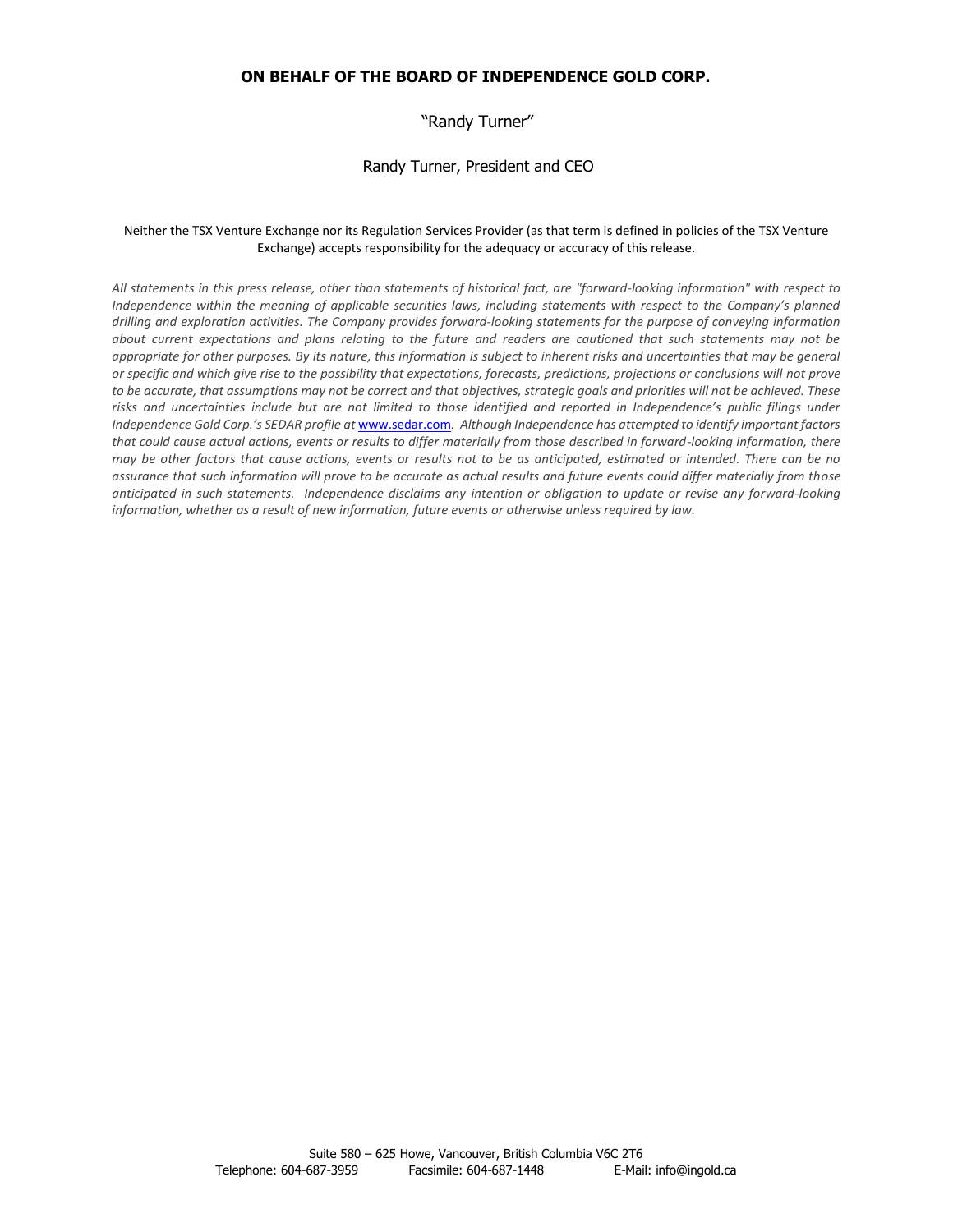**ON BEHALF OF THE BOARD OF INDEPENDENCE GOLD CORP.**

"Randy Turner"

Randy Turner, President and CEO

Neither the TSX Venture Exchange nor its Regulation Services Provider (as that term is defined in policies of the TSX Venture Exchange) accepts responsibility for the adequacy or accuracy of this release.

*All statements in this press release, other than statements of historical fact, are "forward-looking information" with respect to Independence within the meaning of applicable securities laws, including statements with respect to the Company's planned drilling and exploration activities. The Company provides forward-looking statements for the purpose of conveying information about current expectations and plans relating to the future and readers are cautioned that such statements may not be appropriate for other purposes. By its nature, this information is subject to inherent risks and uncertainties that may be general or specific and which give rise to the possibility that expectations, forecasts, predictions, projections or conclusions will not prove to be accurate, that assumptions may not be correct and that objectives, strategic goals and priorities will not be achieved. These risks and uncertainties include but are not limited to those identified and reported in Independence's public filings under Independence Gold Corp.'s SEDAR profile at [www.sedar.com](http://www.sedar.com). Although Independence has attempted to identify important factors that could cause actual actions, events or results to differ materially from those described in forward-looking information, there may be other factors that cause actions, events or results not to be as anticipated, estimated or intended. There can be no assurance that such information will prove to be accurate as actual results and future events could differ materially from those anticipated in such statements. Independence disclaims any intention or obligation to update or revise any forward-looking information, whether as a result of new information, future events or otherwise unless required by law.*

Suite 580 – 625 Howe, Vancouver, British Columbia V6C 2T6
Telephone: 604-687-3959 Facsimile: 604-687-1448 E-Mail: info@ingold.ca